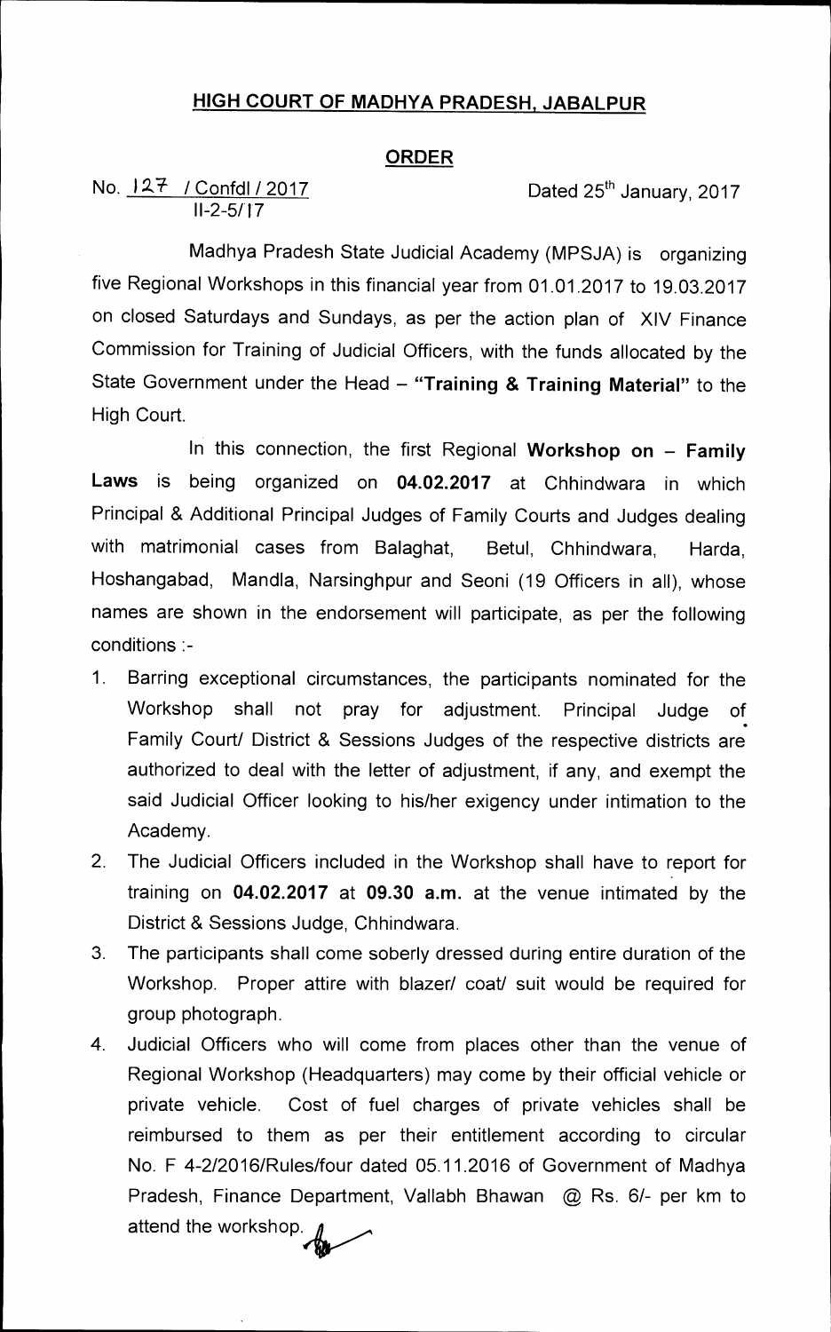# HIGH COURT OF MADHYA PRADESH, JABALPUR

## ORDER

No. 127 / Confdl / 2017
II-2-5/17

Dated 25th January, 2017

Madhya Pradesh State Judicial Academy (MPSJA) is organizing five Regional Workshops in this financial year from 01.01.2017 to 19.03.2017 on closed Saturdays and Sundays, as per the action plan of XIV Finance Commission for Training of Judicial Officers, with the funds allocated by the State Government under the Head – **"Training & Training Material"** to the High Court.

In this connection, the first Regional **Workshop on – Family Laws** is being organized on **04.02.2017** at Chhindwara in which Principal & Additional Principal Judges of Family Courts and Judges dealing with matrimonial cases from Balaghat, Betul, Chhindwara, Harda, Hoshangabad, Mandla, Narsinghpur and Seoni (19 Officers in all), whose names are shown in the endorsement will participate, as per the following conditions :-

1. Barring exceptional circumstances, the participants nominated for the Workshop shall not pray for adjustment. Principal Judge of Family Court/ District & Sessions Judges of the respective districts are authorized to deal with the letter of adjustment, if any, and exempt the said Judicial Officer looking to his/her exigency under intimation to the Academy.
2. The Judicial Officers included in the Workshop shall have to report for training on **04.02.2017** at **09.30 a.m.** at the venue intimated by the District & Sessions Judge, Chhindwara.
3. The participants shall come soberly dressed during entire duration of the Workshop. Proper attire with blazer/ coat/ suit would be required for group photograph.
4. Judicial Officers who will come from places other than the venue of Regional Workshop (Headquarters) may come by their official vehicle or private vehicle. Cost of fuel charges of private vehicles shall be reimbursed to them as per their entitlement according to circular No. F 4-2/2016/Rules/four dated 05.11.2016 of Government of Madhya Pradesh, Finance Department, Vallabh Bhawan @ Rs. 6/- per km to attend the workshop.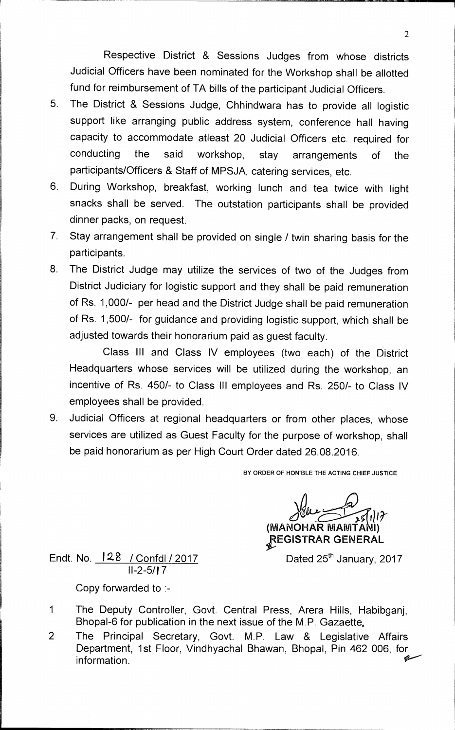Respective District & Sessions Judges from whose districts Judicial Officers have been nominated for the Workshop shall be allotted fund for reimbursement of TA bills of the participant Judicial Officers.

5. The District & Sessions Judge, Chhindwara has to provide all logistic support like arranging public address system, conference hall having capacity to accommodate atleast 20 Judicial Officers etc. required for conducting the said workshop, stay arrangements of the participants/Officers & Staff of MPSJA, catering services, etc.
6. During Workshop, breakfast, working lunch and tea twice with light snacks shall be served. The outstation participants shall be provided dinner packs, on request.
7. Stay arrangement shall be provided on single / twin sharing basis for the participants.
8. The District Judge may utilize the services of two of the Judges from District Judiciary for logistic support and they shall be paid remuneration of Rs. 1,000/- per head and the District Judge shall be paid remuneration of Rs. 1,500/- for guidance and providing logistic support, which shall be adjusted towards their honorarium paid as guest faculty.

   Class III and Class IV employees (two each) of the District Headquarters whose services will be utilized during the workshop, an incentive of Rs. 450/- to Class III employees and Rs. 250/- to Class IV employees shall be provided.
9. Judicial Officers at regional headquarters or from other places, whose services are utilized as Guest Faculty for the purpose of workshop, shall be paid honorarium as per High Court Order dated 26.08.2016.

BY ORDER OF HON'BLE THE ACTING CHIEF JUSTICE

25/1/17
(MANOHAR MAMTANI)
REGISTRAR GENERAL

Endt. No. 128 / Confdl / 2017
II-2-5/17

Dated 25th January, 2017

Copy forwarded to :-

1. The Deputy Controller, Govt. Central Press, Arera Hills, Habibganj, Bhopal-6 for publication in the next issue of the M.P. Gazette.
2. The Principal Secretary, Govt. M.P. Law & Legislative Affairs Department, 1st Floor, Vindhyachal Bhawan, Bhopal, Pin 462 006, for information.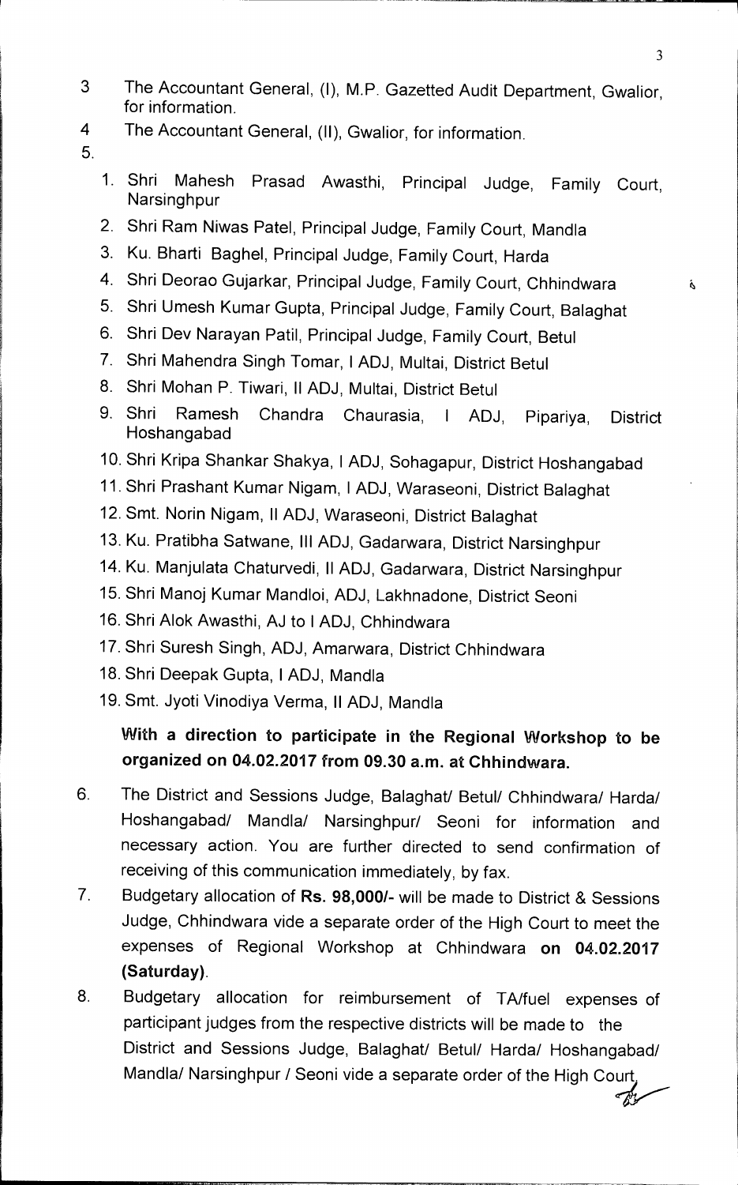3. The Accountant General, (I), M.P. Gazetted Audit Department, Gwalior, for information.
4. The Accountant General, (II), Gwalior, for information.
5.
   1. Shri Mahesh Prasad Awasthi, Principal Judge, Family Court, Narsinghpur
   2. Shri Ram Niwas Patel, Principal Judge, Family Court, Mandla
   3. Ku. Bharti Baghel, Principal Judge, Family Court, Harda
   4. Shri Deorao Gujarkar, Principal Judge, Family Court, Chhindwara
   5. Shri Umesh Kumar Gupta, Principal Judge, Family Court, Balaghat
   6. Shri Dev Narayan Patil, Principal Judge, Family Court, Betul
   7. Shri Mahendra Singh Tomar, I ADJ, Multai, District Betul
   8. Shri Mohan P. Tiwari, II ADJ, Multai, District Betul
   9. Shri Ramesh Chandra Chaurasia, I ADJ, Pipariya, District Hoshangabad
   10. Shri Kripa Shankar Shakya, I ADJ, Sohagapur, District Hoshangabad
   11. Shri Prashant Kumar Nigam, I ADJ, Waraseoni, District Balaghat
   12. Smt. Norin Nigam, II ADJ, Waraseoni, District Balaghat
   13. Ku. Pratibha Satwane, III ADJ, Gadarwara, District Narsinghpur
   14. Ku. Manjulata Chaturvedi, II ADJ, Gadarwara, District Narsinghpur
   15. Shri Manoj Kumar Mandloi, ADJ, Lakhnadone, District Seoni
   16. Shri Alok Awasthi, AJ to I ADJ, Chhindwara
   17. Shri Suresh Singh, ADJ, Amarwara, District Chhindwara
   18. Shri Deepak Gupta, I ADJ, Mandla
   19. Smt. Jyoti Vinodiya Verma, II ADJ, Mandla

   **With a direction to participate in the Regional Workshop to be organized on 04.02.2017 from 09.30 a.m. at Chhindwara.**

6. The District and Sessions Judge, Balaghat/ Betul/ Chhindwara/ Harda/ Hoshangabad/ Mandla/ Narsinghpur/ Seoni for information and necessary action. You are further directed to send confirmation of receiving of this communication immediately, by fax.
7. Budgetary allocation of **Rs. 98,000/-** will be made to District & Sessions Judge, Chhindwara vide a separate order of the High Court to meet the expenses of Regional Workshop at Chhindwara **on 04.02.2017 (Saturday)**.
8. Budgetary allocation for reimbursement of TA/fuel expenses of participant judges from the respective districts will be made to the District and Sessions Judge, Balaghat/ Betul/ Harda/ Hoshangabad/ Mandla/ Narsinghpur / Seoni vide a separate order of the High Court.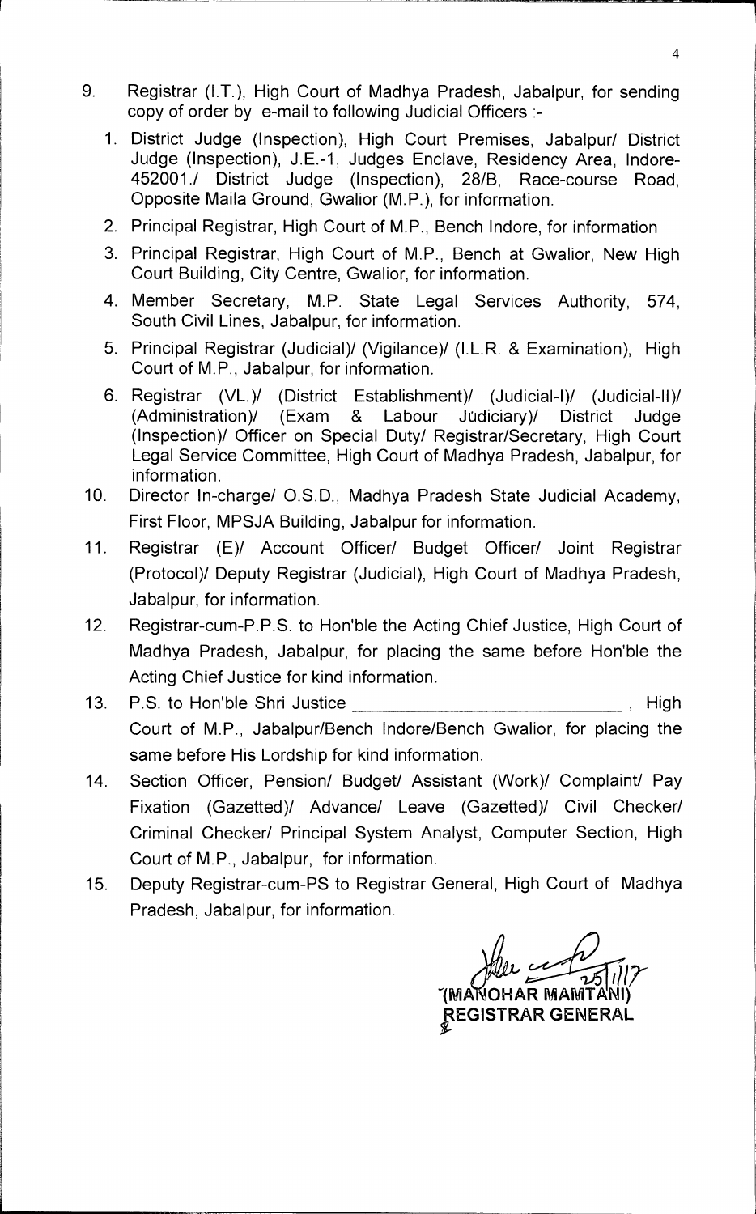9. Registrar (I.T.), High Court of Madhya Pradesh, Jabalpur, for sending copy of order by e-mail to following Judicial Officers :-
   1. District Judge (Inspection), High Court Premises, Jabalpur/ District Judge (Inspection), J.E.-1, Judges Enclave, Residency Area, Indore-452001./ District Judge (Inspection), 28/B, Race-course Road, Opposite Maila Ground, Gwalior (M.P.), for information.
   2. Principal Registrar, High Court of M.P., Bench Indore, for information
   3. Principal Registrar, High Court of M.P., Bench at Gwalior, New High Court Building, City Centre, Gwalior, for information.
   4. Member Secretary, M.P. State Legal Services Authority, 574, South Civil Lines, Jabalpur, for information.
   5. Principal Registrar (Judicial)/ (Vigilance)/ (I.L.R. & Examination), High Court of M.P., Jabalpur, for information.
   6. Registrar (VL.)/ (District Establishment)/ (Judicial-I)/ (Judicial-II)/ (Administration)/ (Exam & Labour Judiciary)/ District Judge (Inspection)/ Officer on Special Duty/ Registrar/Secretary, High Court Legal Service Committee, High Court of Madhya Pradesh, Jabalpur, for information.
10. Director In-charge/ O.S.D., Madhya Pradesh State Judicial Academy, First Floor, MPSJA Building, Jabalpur for information.
11. Registrar (E)/ Account Officer/ Budget Officer/ Joint Registrar (Protocol)/ Deputy Registrar (Judicial), High Court of Madhya Pradesh, Jabalpur, for information.
12. Registrar-cum-P.P.S. to Hon'ble the Acting Chief Justice, High Court of Madhya Pradesh, Jabalpur, for placing the same before Hon'ble the Acting Chief Justice for kind information.
13. P.S. to Hon'ble Shri Justice ______________________________, High Court of M.P., Jabalpur/Bench Indore/Bench Gwalior, for placing the same before His Lordship for kind information.
14. Section Officer, Pension/ Budget/ Assistant (Work)/ Complaint/ Pay Fixation (Gazetted)/ Advance/ Leave (Gazetted)/ Civil Checker/ Criminal Checker/ Principal System Analyst, Computer Section, High Court of M.P., Jabalpur, for information.
15. Deputy Registrar-cum-PS to Registrar General, High Court of Madhya Pradesh, Jabalpur, for information.

25/1/17

**(MANOHAR MAMTANI)**
**REGISTRAR GENERAL**